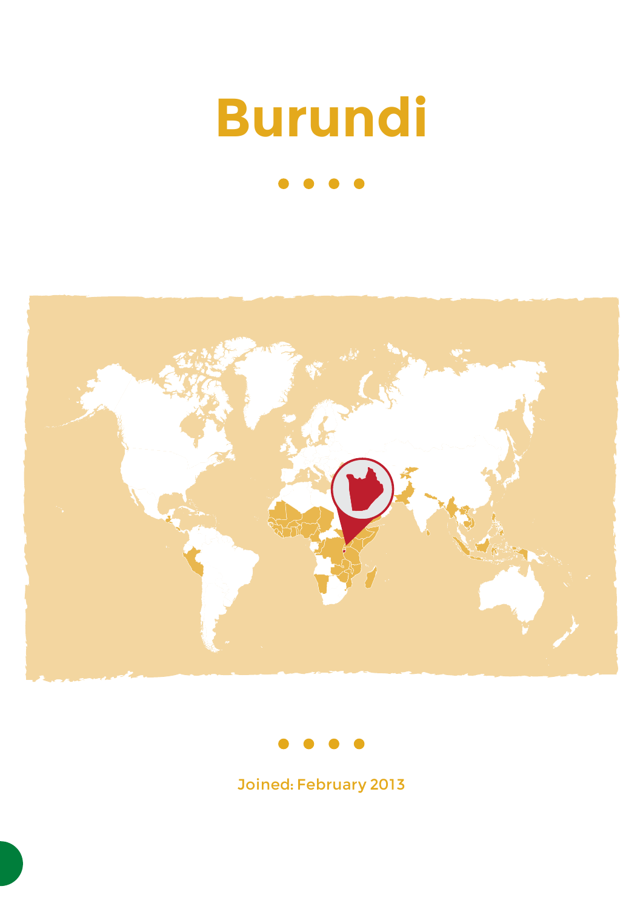# Burundi

Joined: February 2013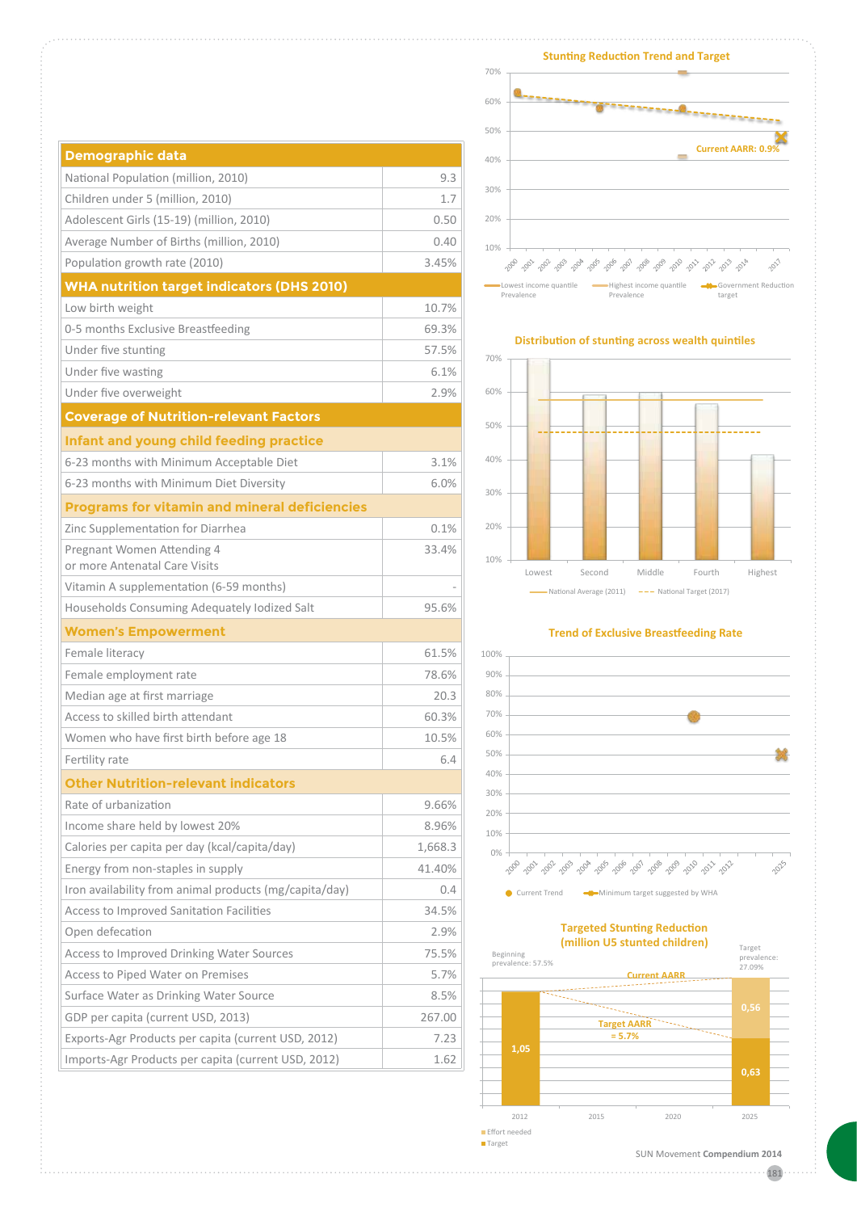| Demographic data | |
|---|---|
| National Population (million, 2010) | 9.3 |
| Children under 5 (million, 2010) | 1.7 |
| Adolescent Girls (15-19) (million, 2010) | 0.50 |
| Average Number of Births (million, 2010) | 0.40 |
| Population growth rate (2010) | 3.45% |
| **WHA nutrition target indicators (DHS 2010)** | |
| Low birth weight | 10.7% |
| 0-5 months Exclusive Breastfeeding | 69.3% |
| Under five stunting | 57.5% |
| Under five wasting | 6.1% |
| Under five overweight | 2.9% |
| **Coverage of Nutrition-relevant Factors** | |
| **Infant and young child feeding practice** | |
| 6-23 months with Minimum Acceptable Diet | 3.1% |
| 6-23 months with Minimum Diet Diversity | 6.0% |
| **Programs for vitamin and mineral deficiencies** | |
| Zinc Supplementation for Diarrhea | 0.1% |
| Pregnant Women Attending 4 or more Antenatal Care Visits | 33.4% |
| Vitamin A supplementation (6-59 months) | - |
| Households Consuming Adequately Iodized Salt | 95.6% |
| **Women's Empowerment** | |
| Female literacy | 61.5% |
| Female employment rate | 78.6% |
| Median age at first marriage | 20.3 |
| Access to skilled birth attendant | 60.3% |
| Women who have first birth before age 18 | 10.5% |
| Fertility rate | 6.4 |
| **Other Nutrition-relevant indicators** | |
| Rate of urbanization | 9.66% |
| Income share held by lowest 20% | 8.96% |
| Calories per capita per day (kcal/capita/day) | 1,668.3 |
| Energy from non-staples in supply | 41.40% |
| Iron availability from animal products (mg/capita/day) | 0.4 |
| Access to Improved Sanitation Facilities | 34.5% |
| Open defecation | 2.9% |
| Access to Improved Drinking Water Sources | 75.5% |
| Access to Piped Water on Premises | 5.7% |
| Surface Water as Drinking Water Source | 8.5% |
| GDP per capita (current USD, 2013) | 267.00 |
| Exports-Agr Products per capita (current USD, 2012) | 7.23 |
| Imports-Agr Products per capita (current USD, 2012) | 1.62 |

**Stunting Reduction Trend and Target**

Current AARR: 0.9%

Lowest income quantile Prevalence — Highest income quantile Prevalence — Government Reduction target

**Distribution of stunting across wealth quintiles**

Lowest — Second — Middle — Fourth — Highest

National Average (2011) — National Target (2017)

**Trend of Exclusive Breastfeeding Rate**

Current Trend — Minimum target suggested by WHA

**Targeted Stunting Reduction (million U5 stunted children)**

Beginning prevalence: 57.5%

Target prevalence: 27.09%

Current AARR

Target AARR = 5.7%

2012: 1,05; 2025: 0,56 (Effort needed), 0,63 (Target)

Effort needed

Target

SUN Movement **Compendium 2014**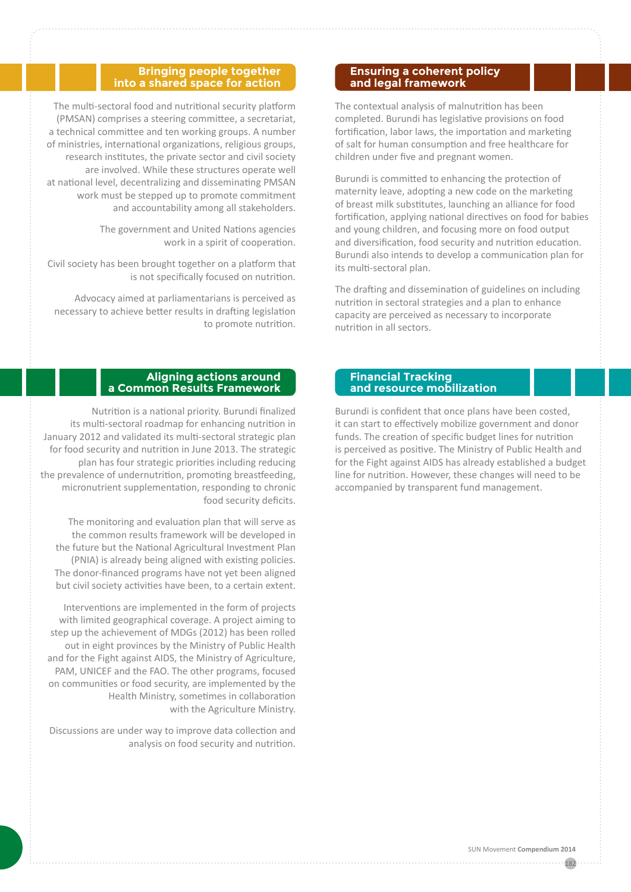## Bringing people together into a shared space for action

The multi-sectoral food and nutritional security platform (PMSAN) comprises a steering committee, a secretariat, a technical committee and ten working groups. A number of ministries, international organizations, religious groups, research institutes, the private sector and civil society are involved. While these structures operate well at national level, decentralizing and disseminating PMSAN work must be stepped up to promote commitment and accountability among all stakeholders.

The government and United Nations agencies work in a spirit of cooperation.

Civil society has been brought together on a platform that is not specifically focused on nutrition.

Advocacy aimed at parliamentarians is perceived as necessary to achieve better results in drafting legislation to promote nutrition.

## Ensuring a coherent policy and legal framework

The contextual analysis of malnutrition has been completed. Burundi has legislative provisions on food fortification, labor laws, the importation and marketing of salt for human consumption and free healthcare for children under five and pregnant women.

Burundi is committed to enhancing the protection of maternity leave, adopting a new code on the marketing of breast milk substitutes, launching an alliance for food fortification, applying national directives on food for babies and young children, and focusing more on food output and diversification, food security and nutrition education. Burundi also intends to develop a communication plan for its multi-sectoral plan.

The drafting and dissemination of guidelines on including nutrition in sectoral strategies and a plan to enhance capacity are perceived as necessary to incorporate nutrition in all sectors.

## Aligning actions around a Common Results Framework

Nutrition is a national priority. Burundi finalized its multi-sectoral roadmap for enhancing nutrition in January 2012 and validated its multi-sectoral strategic plan for food security and nutrition in June 2013. The strategic plan has four strategic priorities including reducing the prevalence of undernutrition, promoting breastfeeding, micronutrient supplementation, responding to chronic food security deficits.

The monitoring and evaluation plan that will serve as the common results framework will be developed in the future but the National Agricultural Investment Plan (PNIA) is already being aligned with existing policies. The donor-financed programs have not yet been aligned but civil society activities have been, to a certain extent.

Interventions are implemented in the form of projects with limited geographical coverage. A project aiming to step up the achievement of MDGs (2012) has been rolled out in eight provinces by the Ministry of Public Health and for the Fight against AIDS, the Ministry of Agriculture, PAM, UNICEF and the FAO. The other programs, focused on communities or food security, are implemented by the Health Ministry, sometimes in collaboration with the Agriculture Ministry.

Discussions are under way to improve data collection and analysis on food security and nutrition.

## Financial Tracking and resource mobilization

Burundi is confident that once plans have been costed, it can start to effectively mobilize government and donor funds. The creation of specific budget lines for nutrition is perceived as positive. The Ministry of Public Health and for the Fight against AIDS has already established a budget line for nutrition. However, these changes will need to be accompanied by transparent fund management.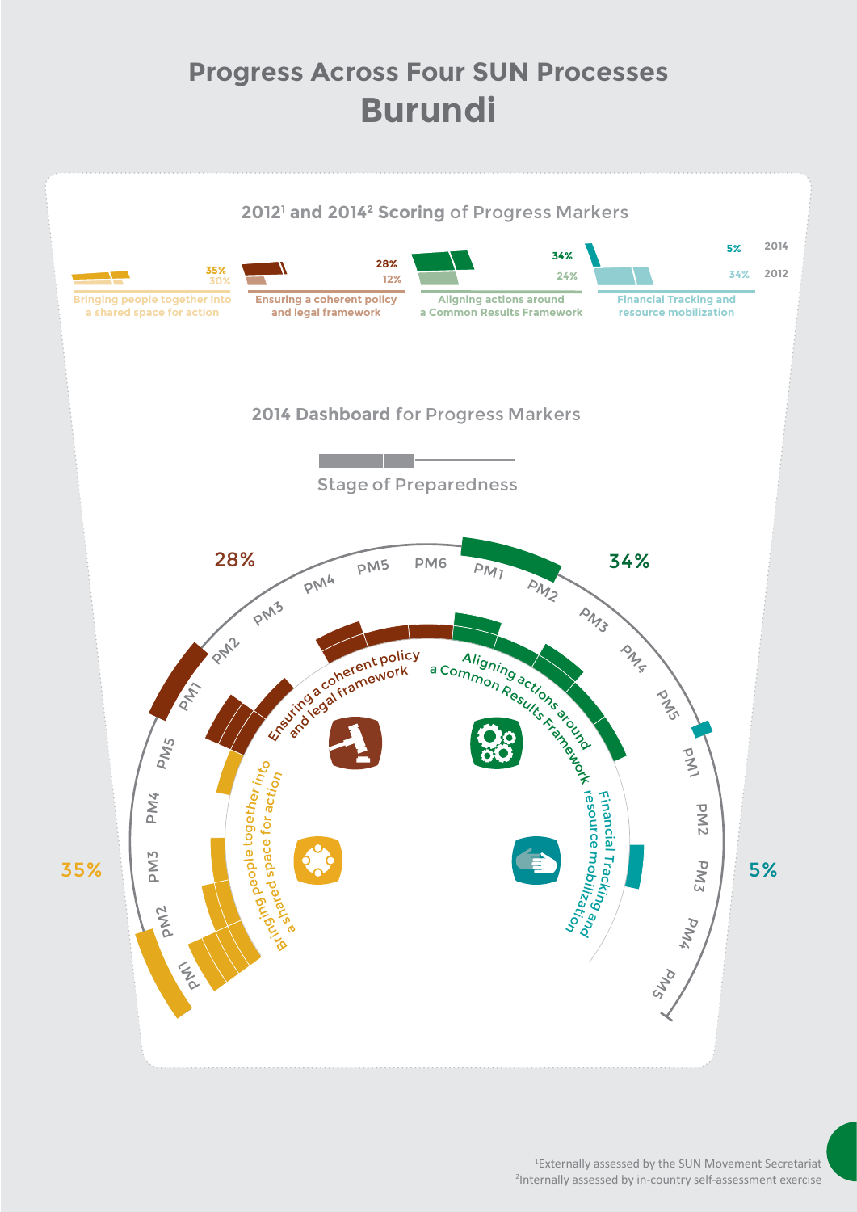# Progress Across Four SUN Processes
# Burundi

## 2012[1] and 2014[2] Scoring of Progress Markers

35%
30%
Bringing people together into a shared space for action

28%
12%
Ensuring a coherent policy and legal framework

34%
24%
Aligning actions around a Common Results Framework

5%
34%
Financial Tracking and resource mobilization

2014
2012

## 2014 Dashboard for Progress Markers

Stage of Preparedness

28%
PM1 PM2 PM3 PM4 PM5 PM6
Ensuring a coherent policy and legal framework

34%
PM1 PM2 PM3 PM4 PM5
Aligning actions around a Common Results Framework

35%
PM1 PM2 PM3 PM4 PM5
Bringing people together into a shared space for action

5%
PM1 PM2 PM3 PM4 PM5
Financial Tracking and resource mobilization

[1]Externally assessed by the SUN Movement Secretariat
[2]Internally assessed by in-country self-assessment exercise